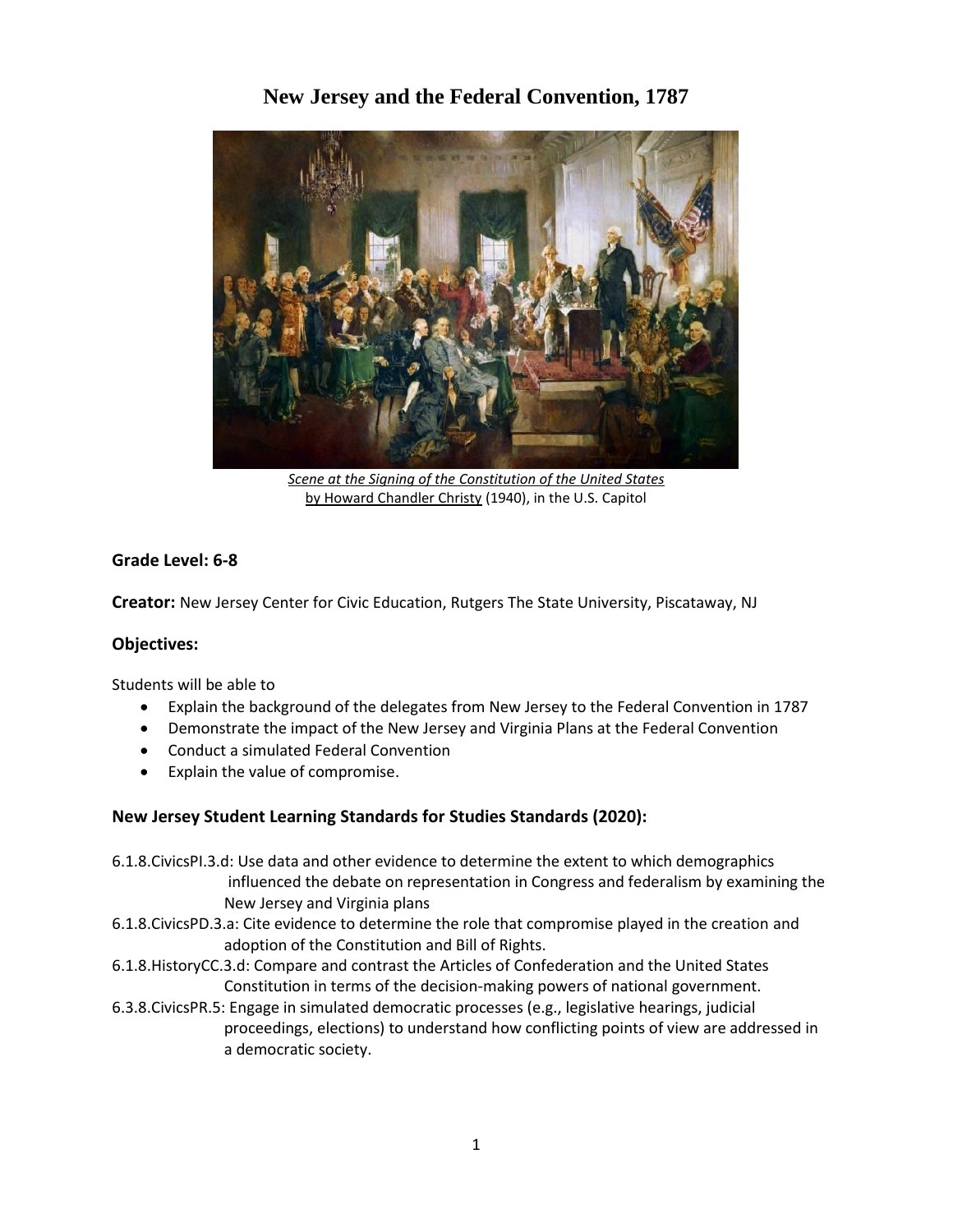# New Jersey and the Federal Convention, 1787

*Scene at the Signing of the Constitution of the United States*
by Howard Chandler Christy (1940), in the U.S. Capitol

**Grade Level: 6-8**

**Creator:** New Jersey Center for Civic Education, Rutgers The State University, Piscataway, NJ

## Objectives:

Students will be able to

- Explain the background of the delegates from New Jersey to the Federal Convention in 1787
- Demonstrate the impact of the New Jersey and Virginia Plans at the Federal Convention
- Conduct a simulated Federal Convention
- Explain the value of compromise.

## New Jersey Student Learning Standards for Studies Standards (2020):

6.1.8.CivicsPI.3.d: Use data and other evidence to determine the extent to which demographics influenced the debate on representation in Congress and federalism by examining the New Jersey and Virginia plans

6.1.8.CivicsPD.3.a: Cite evidence to determine the role that compromise played in the creation and adoption of the Constitution and Bill of Rights.

6.1.8.HistoryCC.3.d: Compare and contrast the Articles of Confederation and the United States Constitution in terms of the decision-making powers of national government.

6.3.8.CivicsPR.5: Engage in simulated democratic processes (e.g., legislative hearings, judicial proceedings, elections) to understand how conflicting points of view are addressed in a democratic society.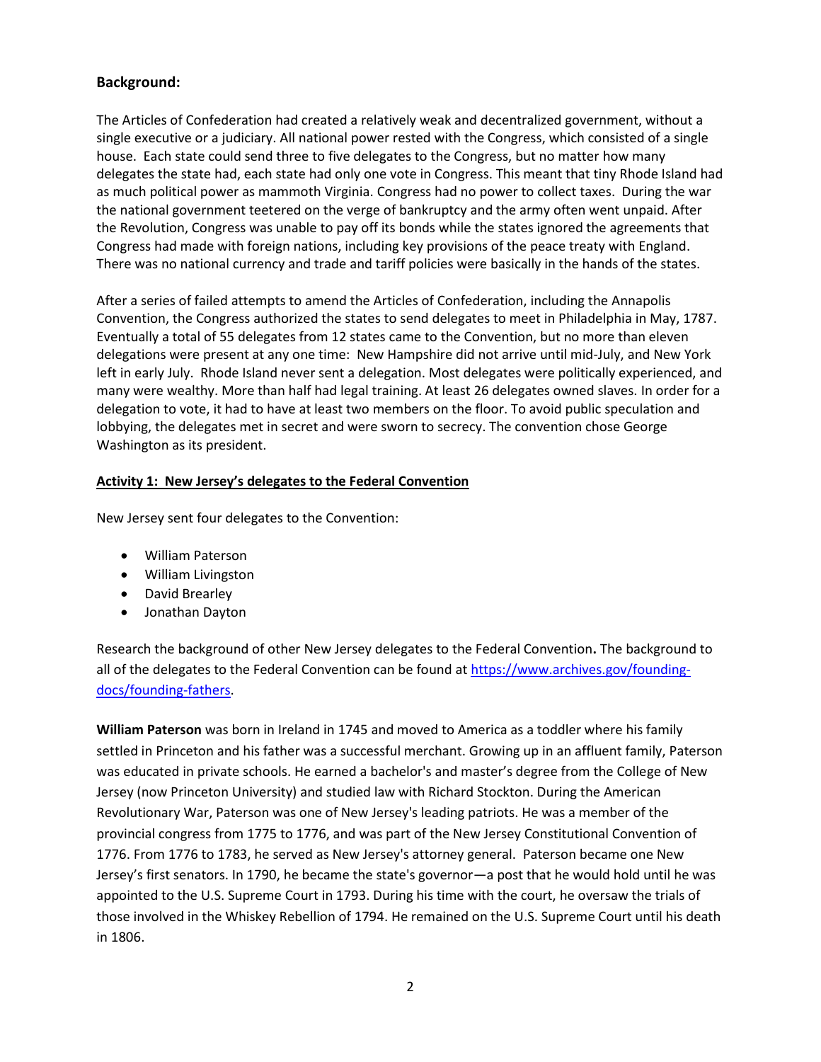**Background:**

The Articles of Confederation had created a relatively weak and decentralized government, without a single executive or a judiciary. All national power rested with the Congress, which consisted of a single house. Each state could send three to five delegates to the Congress, but no matter how many delegates the state had, each state had only one vote in Congress. This meant that tiny Rhode Island had as much political power as mammoth Virginia. Congress had no power to collect taxes. During the war the national government teetered on the verge of bankruptcy and the army often went unpaid. After the Revolution, Congress was unable to pay off its bonds while the states ignored the agreements that Congress had made with foreign nations, including key provisions of the peace treaty with England. There was no national currency and trade and tariff policies were basically in the hands of the states.

After a series of failed attempts to amend the Articles of Confederation, including the Annapolis Convention, the Congress authorized the states to send delegates to meet in Philadelphia in May, 1787. Eventually a total of 55 delegates from 12 states came to the Convention, but no more than eleven delegations were present at any one time: New Hampshire did not arrive until mid-July, and New York left in early July. Rhode Island never sent a delegation. Most delegates were politically experienced, and many were wealthy. More than half had legal training. At least 26 delegates owned slaves. In order for a delegation to vote, it had to have at least two members on the floor. To avoid public speculation and lobbying, the delegates met in secret and were sworn to secrecy. The convention chose George Washington as its president.

**Activity 1: New Jersey's delegates to the Federal Convention**

New Jersey sent four delegates to the Convention:

- William Paterson
- William Livingston
- David Brearley
- Jonathan Dayton

Research the background of other New Jersey delegates to the Federal Convention**.** The background to all of the delegates to the Federal Convention can be found at [https://www.archives.gov/founding-docs/founding-fathers](https://www.archives.gov/founding-docs/founding-fathers).

**William Paterson** was born in Ireland in 1745 and moved to America as a toddler where his family settled in Princeton and his father was a successful merchant. Growing up in an affluent family, Paterson was educated in private schools. He earned a bachelor's and master's degree from the College of New Jersey (now Princeton University) and studied law with Richard Stockton. During the American Revolutionary War, Paterson was one of New Jersey's leading patriots. He was a member of the provincial congress from 1775 to 1776, and was part of the New Jersey Constitutional Convention of 1776. From 1776 to 1783, he served as New Jersey's attorney general. Paterson became one New Jersey's first senators. In 1790, he became the state's governor—a post that he would hold until he was appointed to the U.S. Supreme Court in 1793. During his time with the court, he oversaw the trials of those involved in the Whiskey Rebellion of 1794. He remained on the U.S. Supreme Court until his death in 1806.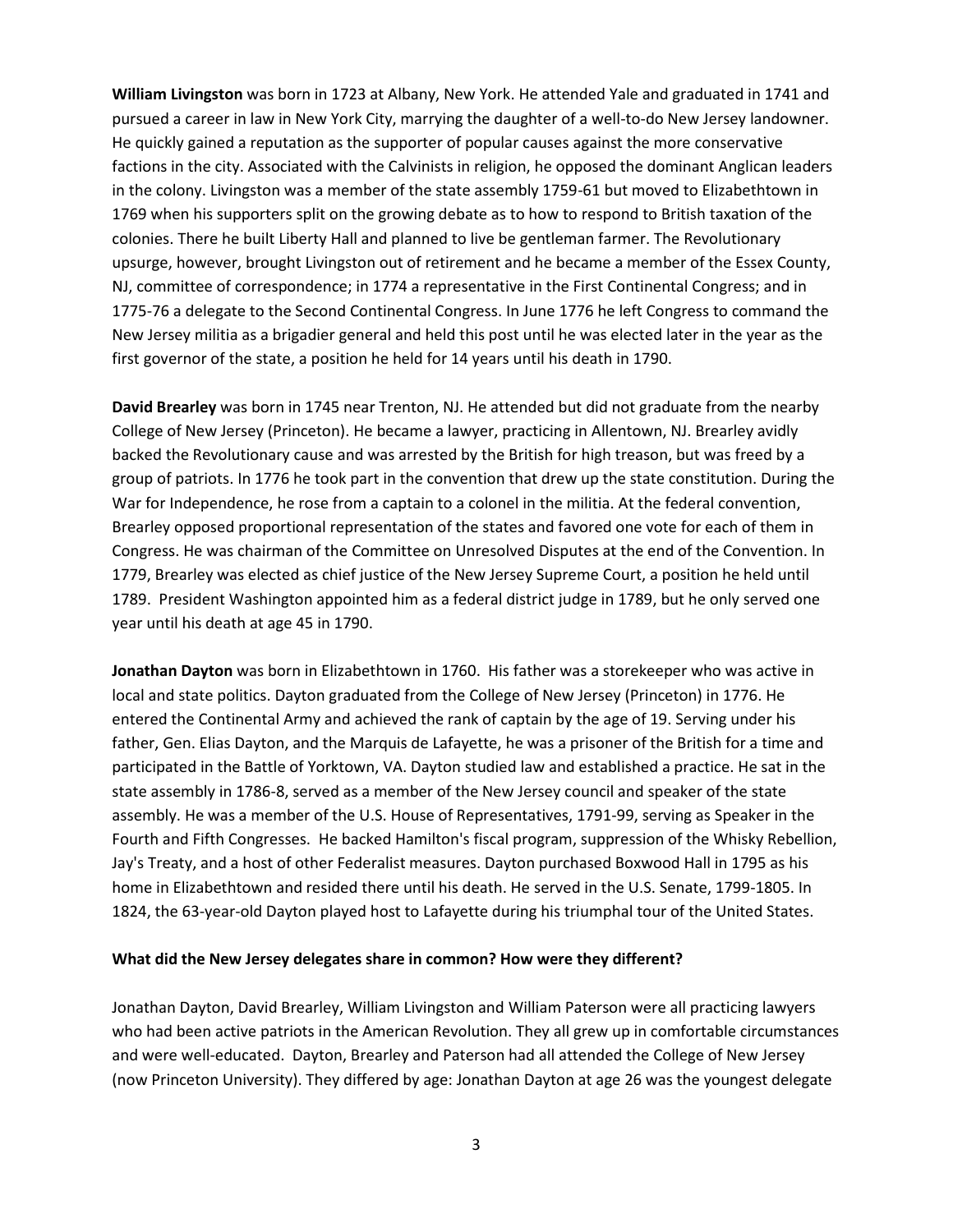**William Livingston** was born in 1723 at Albany, New York. He attended Yale and graduated in 1741 and pursued a career in law in New York City, marrying the daughter of a well-to-do New Jersey landowner. He quickly gained a reputation as the supporter of popular causes against the more conservative factions in the city. Associated with the Calvinists in religion, he opposed the dominant Anglican leaders in the colony. Livingston was a member of the state assembly 1759-61 but moved to Elizabethtown in 1769 when his supporters split on the growing debate as to how to respond to British taxation of the colonies. There he built Liberty Hall and planned to live be gentleman farmer. The Revolutionary upsurge, however, brought Livingston out of retirement and he became a member of the Essex County, NJ, committee of correspondence; in 1774 a representative in the First Continental Congress; and in 1775-76 a delegate to the Second Continental Congress. In June 1776 he left Congress to command the New Jersey militia as a brigadier general and held this post until he was elected later in the year as the first governor of the state, a position he held for 14 years until his death in 1790.

**David Brearley** was born in 1745 near Trenton, NJ. He attended but did not graduate from the nearby College of New Jersey (Princeton). He became a lawyer, practicing in Allentown, NJ. Brearley avidly backed the Revolutionary cause and was arrested by the British for high treason, but was freed by a group of patriots. In 1776 he took part in the convention that drew up the state constitution. During the War for Independence, he rose from a captain to a colonel in the militia. At the federal convention, Brearley opposed proportional representation of the states and favored one vote for each of them in Congress. He was chairman of the Committee on Unresolved Disputes at the end of the Convention. In 1779, Brearley was elected as chief justice of the New Jersey Supreme Court, a position he held until 1789. President Washington appointed him as a federal district judge in 1789, but he only served one year until his death at age 45 in 1790.

**Jonathan Dayton** was born in Elizabethtown in 1760. His father was a storekeeper who was active in local and state politics. Dayton graduated from the College of New Jersey (Princeton) in 1776. He entered the Continental Army and achieved the rank of captain by the age of 19. Serving under his father, Gen. Elias Dayton, and the Marquis de Lafayette, he was a prisoner of the British for a time and participated in the Battle of Yorktown, VA. Dayton studied law and established a practice. He sat in the state assembly in 1786-8, served as a member of the New Jersey council and speaker of the state assembly. He was a member of the U.S. House of Representatives, 1791-99, serving as Speaker in the Fourth and Fifth Congresses. He backed Hamilton's fiscal program, suppression of the Whisky Rebellion, Jay's Treaty, and a host of other Federalist measures. Dayton purchased Boxwood Hall in 1795 as his home in Elizabethtown and resided there until his death. He served in the U.S. Senate, 1799-1805. In 1824, the 63-year-old Dayton played host to Lafayette during his triumphal tour of the United States.

**What did the New Jersey delegates share in common? How were they different?**

Jonathan Dayton, David Brearley, William Livingston and William Paterson were all practicing lawyers who had been active patriots in the American Revolution. They all grew up in comfortable circumstances and were well-educated. Dayton, Brearley and Paterson had all attended the College of New Jersey (now Princeton University). They differed by age: Jonathan Dayton at age 26 was the youngest delegate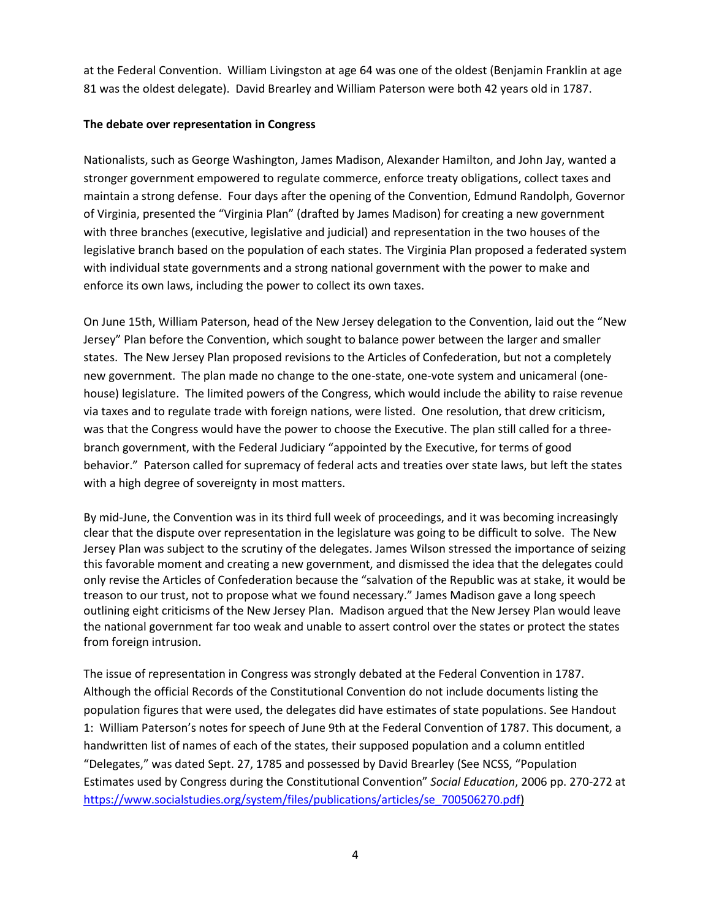at the Federal Convention. William Livingston at age 64 was one of the oldest (Benjamin Franklin at age 81 was the oldest delegate). David Brearley and William Paterson were both 42 years old in 1787.

**The debate over representation in Congress**

Nationalists, such as George Washington, James Madison, Alexander Hamilton, and John Jay, wanted a stronger government empowered to regulate commerce, enforce treaty obligations, collect taxes and maintain a strong defense. Four days after the opening of the Convention, Edmund Randolph, Governor of Virginia, presented the "Virginia Plan" (drafted by James Madison) for creating a new government with three branches (executive, legislative and judicial) and representation in the two houses of the legislative branch based on the population of each states. The Virginia Plan proposed a federated system with individual state governments and a strong national government with the power to make and enforce its own laws, including the power to collect its own taxes.

On June 15th, William Paterson, head of the New Jersey delegation to the Convention, laid out the "New Jersey" Plan before the Convention, which sought to balance power between the larger and smaller states. The New Jersey Plan proposed revisions to the Articles of Confederation, but not a completely new government. The plan made no change to the one-state, one-vote system and unicameral (one-house) legislature. The limited powers of the Congress, which would include the ability to raise revenue via taxes and to regulate trade with foreign nations, were listed. One resolution, that drew criticism, was that the Congress would have the power to choose the Executive. The plan still called for a three-branch government, with the Federal Judiciary "appointed by the Executive, for terms of good behavior." Paterson called for supremacy of federal acts and treaties over state laws, but left the states with a high degree of sovereignty in most matters.

By mid-June, the Convention was in its third full week of proceedings, and it was becoming increasingly clear that the dispute over representation in the legislature was going to be difficult to solve. The New Jersey Plan was subject to the scrutiny of the delegates. James Wilson stressed the importance of seizing this favorable moment and creating a new government, and dismissed the idea that the delegates could only revise the Articles of Confederation because the "salvation of the Republic was at stake, it would be treason to our trust, not to propose what we found necessary." James Madison gave a long speech outlining eight criticisms of the New Jersey Plan. Madison argued that the New Jersey Plan would leave the national government far too weak and unable to assert control over the states or protect the states from foreign intrusion.

The issue of representation in Congress was strongly debated at the Federal Convention in 1787. Although the official Records of the Constitutional Convention do not include documents listing the population figures that were used, the delegates did have estimates of state populations. See Handout 1: William Paterson's notes for speech of June 9th at the Federal Convention of 1787. This document, a handwritten list of names of each of the states, their supposed population and a column entitled "Delegates," was dated Sept. 27, 1785 and possessed by David Brearley (See NCSS, "Population Estimates used by Congress during the Constitutional Convention" *Social Education*, 2006 pp. 270-272 at https://www.socialstudies.org/system/files/publications/articles/se_700506270.pdf)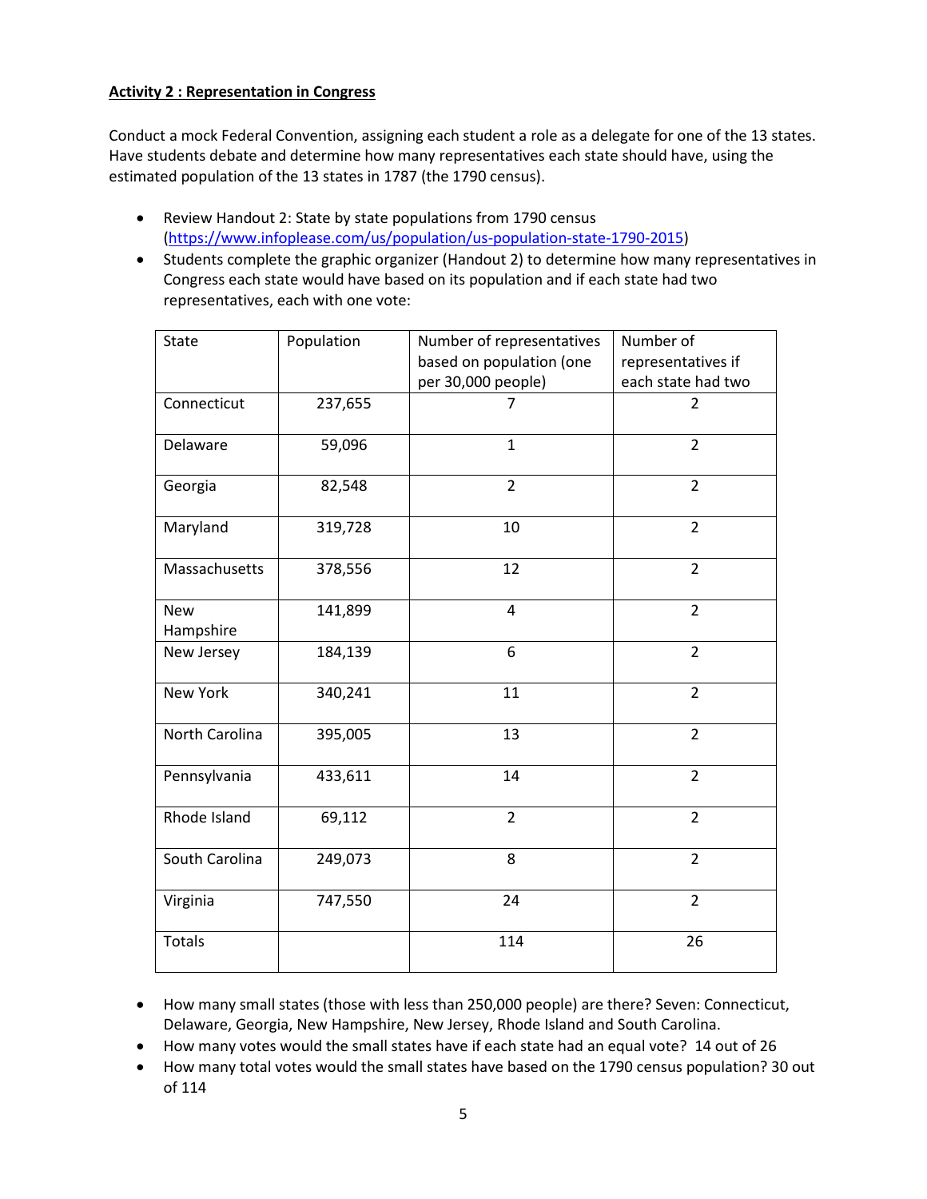**Activity 2 : Representation in Congress**

Conduct a mock Federal Convention, assigning each student a role as a delegate for one of the 13 states. Have students debate and determine how many representatives each state should have, using the estimated population of the 13 states in 1787 (the 1790 census).

- Review Handout 2: State by state populations from 1790 census (https://www.infoplease.com/us/population/us-population-state-1790-2015)
- Students complete the graphic organizer (Handout 2) to determine how many representatives in Congress each state would have based on its population and if each state had two representatives, each with one vote:

| State | Population | Number of representatives based on population (one per 30,000 people) | Number of representatives if each state had two |
|---|---|---|---|
| Connecticut | 237,655 | 7 | 2 |
| Delaware | 59,096 | 1 | 2 |
| Georgia | 82,548 | 2 | 2 |
| Maryland | 319,728 | 10 | 2 |
| Massachusetts | 378,556 | 12 | 2 |
| New Hampshire | 141,899 | 4 | 2 |
| New Jersey | 184,139 | 6 | 2 |
| New York | 340,241 | 11 | 2 |
| North Carolina | 395,005 | 13 | 2 |
| Pennsylvania | 433,611 | 14 | 2 |
| Rhode Island | 69,112 | 2 | 2 |
| South Carolina | 249,073 | 8 | 2 |
| Virginia | 747,550 | 24 | 2 |
| Totals | | 114 | 26 |

- How many small states (those with less than 250,000 people) are there? Seven: Connecticut, Delaware, Georgia, New Hampshire, New Jersey, Rhode Island and South Carolina.
- How many votes would the small states have if each state had an equal vote? 14 out of 26
- How many total votes would the small states have based on the 1790 census population? 30 out of 114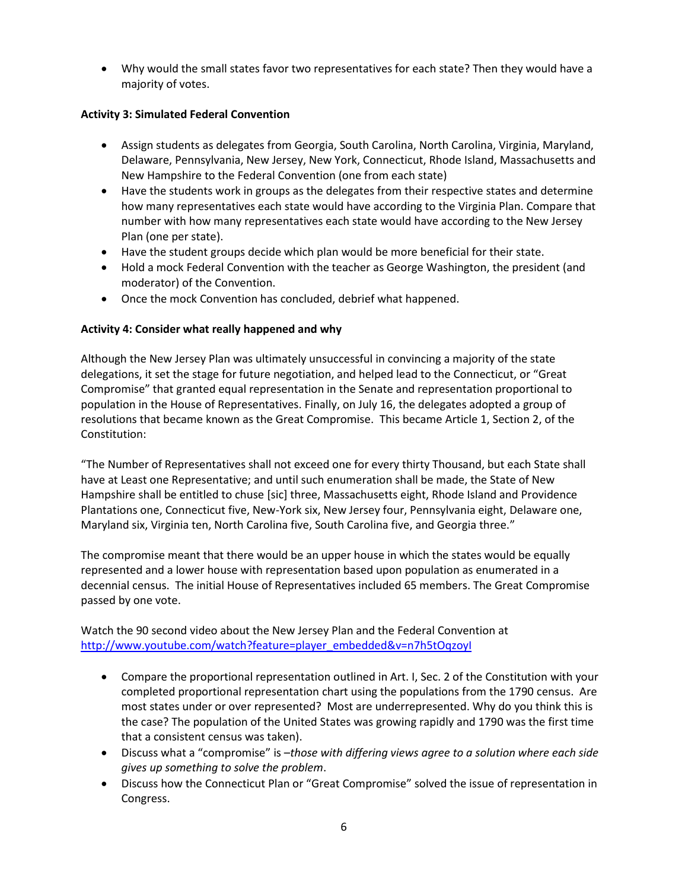- Why would the small states favor two representatives for each state? Then they would have a majority of votes.

**Activity 3: Simulated Federal Convention**

- Assign students as delegates from Georgia, South Carolina, North Carolina, Virginia, Maryland, Delaware, Pennsylvania, New Jersey, New York, Connecticut, Rhode Island, Massachusetts and New Hampshire to the Federal Convention (one from each state)
- Have the students work in groups as the delegates from their respective states and determine how many representatives each state would have according to the Virginia Plan. Compare that number with how many representatives each state would have according to the New Jersey Plan (one per state).
- Have the student groups decide which plan would be more beneficial for their state.
- Hold a mock Federal Convention with the teacher as George Washington, the president (and moderator) of the Convention.
- Once the mock Convention has concluded, debrief what happened.

**Activity 4: Consider what really happened and why**

Although the New Jersey Plan was ultimately unsuccessful in convincing a majority of the state delegations, it set the stage for future negotiation, and helped lead to the Connecticut, or "Great Compromise" that granted equal representation in the Senate and representation proportional to population in the House of Representatives. Finally, on July 16, the delegates adopted a group of resolutions that became known as the Great Compromise. This became Article 1, Section 2, of the Constitution:

"The Number of Representatives shall not exceed one for every thirty Thousand, but each State shall have at Least one Representative; and until such enumeration shall be made, the State of New Hampshire shall be entitled to chuse [sic] three, Massachusetts eight, Rhode Island and Providence Plantations one, Connecticut five, New-York six, New Jersey four, Pennsylvania eight, Delaware one, Maryland six, Virginia ten, North Carolina five, South Carolina five, and Georgia three."

The compromise meant that there would be an upper house in which the states would be equally represented and a lower house with representation based upon population as enumerated in a decennial census. The initial House of Representatives included 65 members. The Great Compromise passed by one vote.

Watch the 90 second video about the New Jersey Plan and the Federal Convention at [http://www.youtube.com/watch?feature=player_embedded&v=n7h5tOqzoyI](http://www.youtube.com/watch?feature=player_embedded&v=n7h5tOqzoyI)

- Compare the proportional representation outlined in Art. I, Sec. 2 of the Constitution with your completed proportional representation chart using the populations from the 1790 census. Are most states under or over represented? Most are underrepresented. Why do you think this is the case? The population of the United States was growing rapidly and 1790 was the first time that a consistent census was taken).
- Discuss what a "compromise" is –*those with differing views agree to a solution where each side gives up something to solve the problem*.
- Discuss how the Connecticut Plan or "Great Compromise" solved the issue of representation in Congress.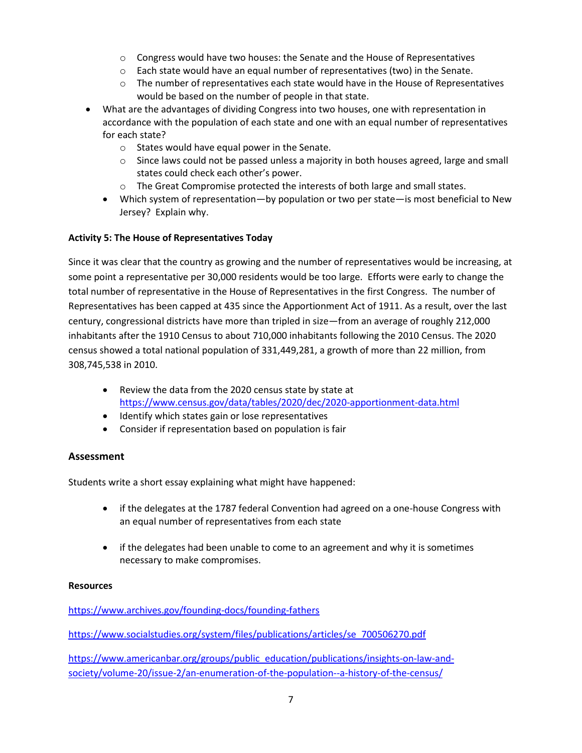- Congress would have two houses: the Senate and the House of Representatives
    - Each state would have an equal number of representatives (two) in the Senate.
    - The number of representatives each state would have in the House of Representatives would be based on the number of people in that state.
- What are the advantages of dividing Congress into two houses, one with representation in accordance with the population of each state and one with an equal number of representatives for each state?
    - States would have equal power in the Senate.
    - Since laws could not be passed unless a majority in both houses agreed, large and small states could check each other's power.
    - The Great Compromise protected the interests of both large and small states.
- Which system of representation—by population or two per state—is most beneficial to New Jersey? Explain why.

**Activity 5: The House of Representatives Today**

Since it was clear that the country as growing and the number of representatives would be increasing, at some point a representative per 30,000 residents would be too large. Efforts were early to change the total number of representative in the House of Representatives in the first Congress. The number of Representatives has been capped at 435 since the Apportionment Act of 1911. As a result, over the last century, congressional districts have more than tripled in size—from an average of roughly 212,000 inhabitants after the 1910 Census to about 710,000 inhabitants following the 2010 Census. The 2020 census showed a total national population of 331,449,281, a growth of more than 22 million, from 308,745,538 in 2010.

- Review the data from the 2020 census state by state at https://www.census.gov/data/tables/2020/dec/2020-apportionment-data.html
- Identify which states gain or lose representatives
- Consider if representation based on population is fair

## Assessment

Students write a short essay explaining what might have happened:

- if the delegates at the 1787 federal Convention had agreed on a one-house Congress with an equal number of representatives from each state

- if the delegates had been unable to come to an agreement and why it is sometimes necessary to make compromises.

**Resources**

https://www.archives.gov/founding-docs/founding-fathers

https://www.socialstudies.org/system/files/publications/articles/se_700506270.pdf

https://www.americanbar.org/groups/public_education/publications/insights-on-law-and-society/volume-20/issue-2/an-enumeration-of-the-population--a-history-of-the-census/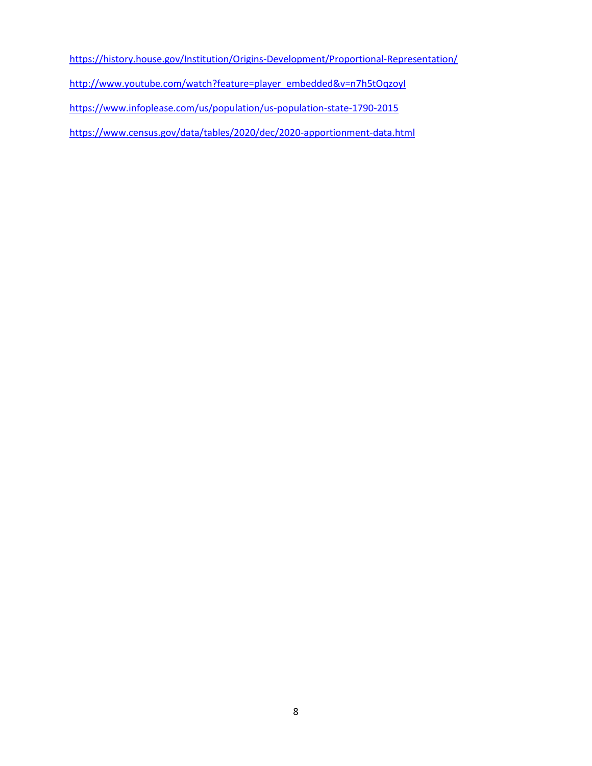https://history.house.gov/Institution/Origins-Development/Proportional-Representation/

http://www.youtube.com/watch?feature=player_embedded&v=n7h5tOqzoyI

https://www.infoplease.com/us/population/us-population-state-1790-2015

https://www.census.gov/data/tables/2020/dec/2020-apportionment-data.html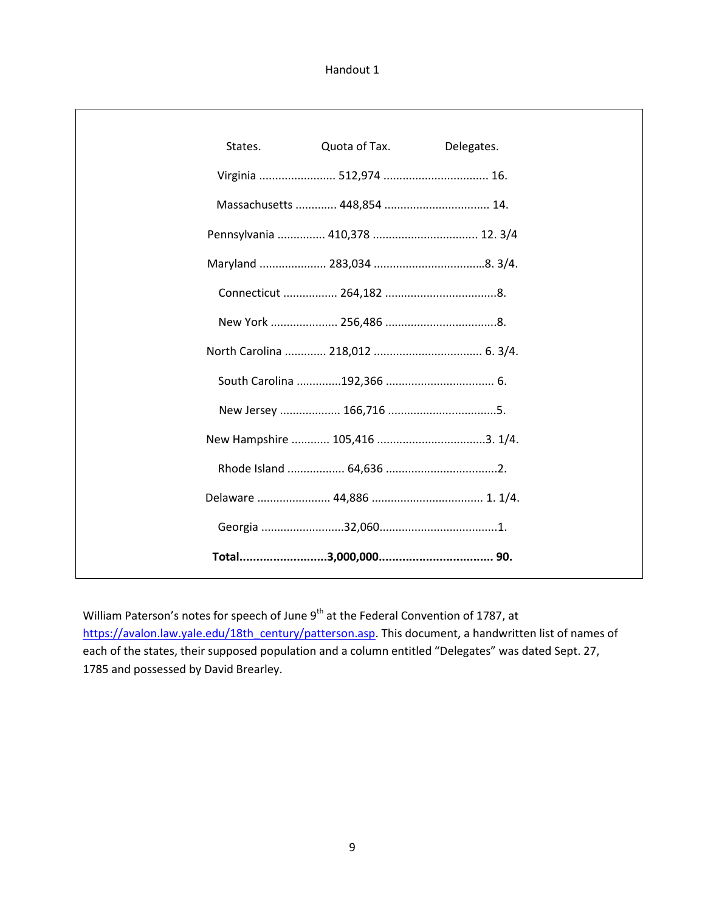Handout 1

| States. | Quota of Tax. | Delegates. |
|---|---|---|
| Virginia | 512,974 | 16. |
| Massachusetts | 448,854 | 14. |
| Pennsylvania | 410,378 | 12. 3/4 |
| Maryland | 283,034 | 8. 3/4. |
| Connecticut | 264,182 | 8. |
| New York | 256,486 | 8. |
| North Carolina | 218,012 | 6. 3/4. |
| South Carolina | 192,366 | 6. |
| New Jersey | 166,716 | 5. |
| New Hampshire | 105,416 | 3. 1/4. |
| Rhode Island | 64,636 | 2. |
| Delaware | 44,886 | 1. 1/4. |
| Georgia | 32,060 | 1. |
| **Total** | **3,000,000** | **90.** |

William Paterson's notes for speech of June 9th at the Federal Convention of 1787, at [https://avalon.law.yale.edu/18th_century/patterson.asp](https://avalon.law.yale.edu/18th_century/patterson.asp). This document, a handwritten list of names of each of the states, their supposed population and a column entitled "Delegates" was dated Sept. 27, 1785 and possessed by David Brearley.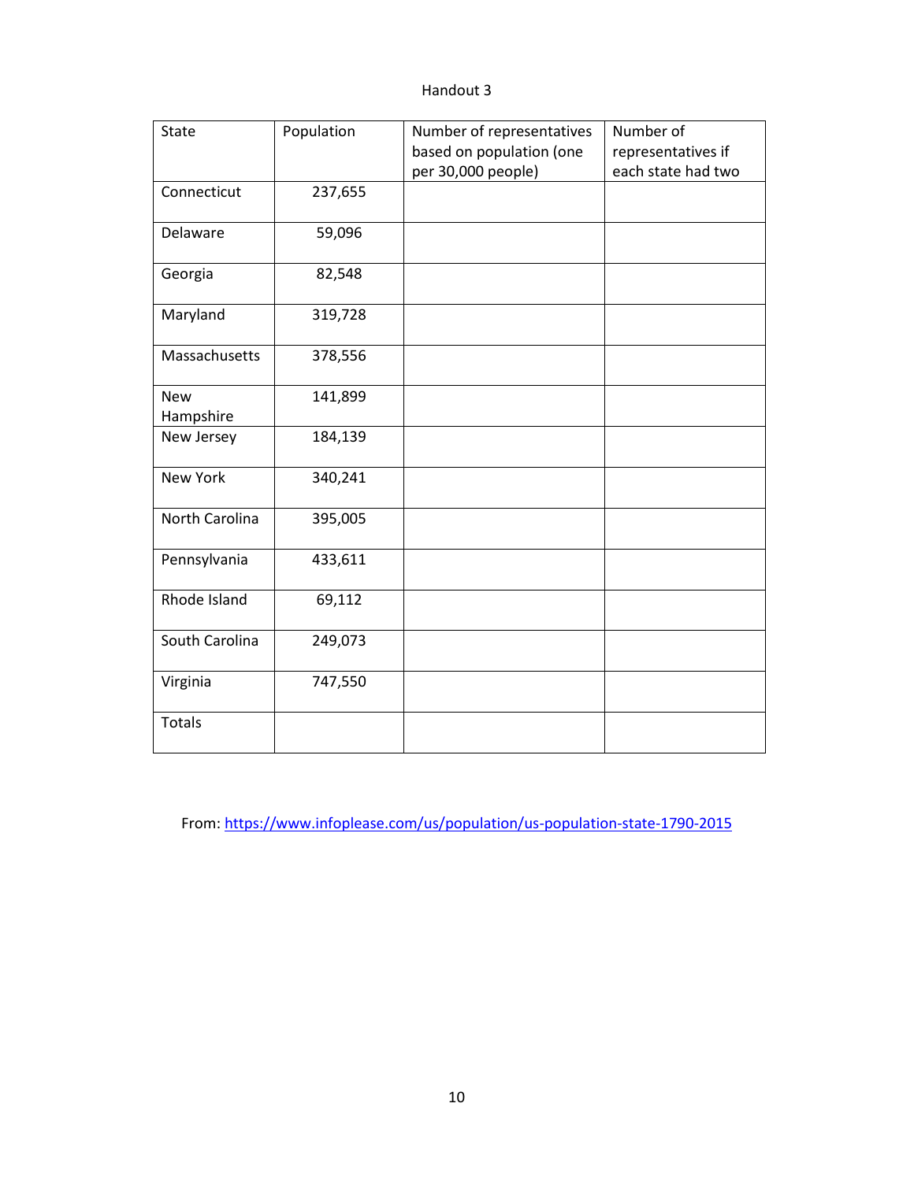Handout 3

| State | Population | Number of representatives based on population (one per 30,000 people) | Number of representatives if each state had two |
|---|---|---|---|
| Connecticut | 237,655 | | |
| Delaware | 59,096 | | |
| Georgia | 82,548 | | |
| Maryland | 319,728 | | |
| Massachusetts | 378,556 | | |
| New Hampshire | 141,899 | | |
| New Jersey | 184,139 | | |
| New York | 340,241 | | |
| North Carolina | 395,005 | | |
| Pennsylvania | 433,611 | | |
| Rhode Island | 69,112 | | |
| South Carolina | 249,073 | | |
| Virginia | 747,550 | | |
| Totals | | | |

From: https://www.infoplease.com/us/population/us-population-state-1790-2015